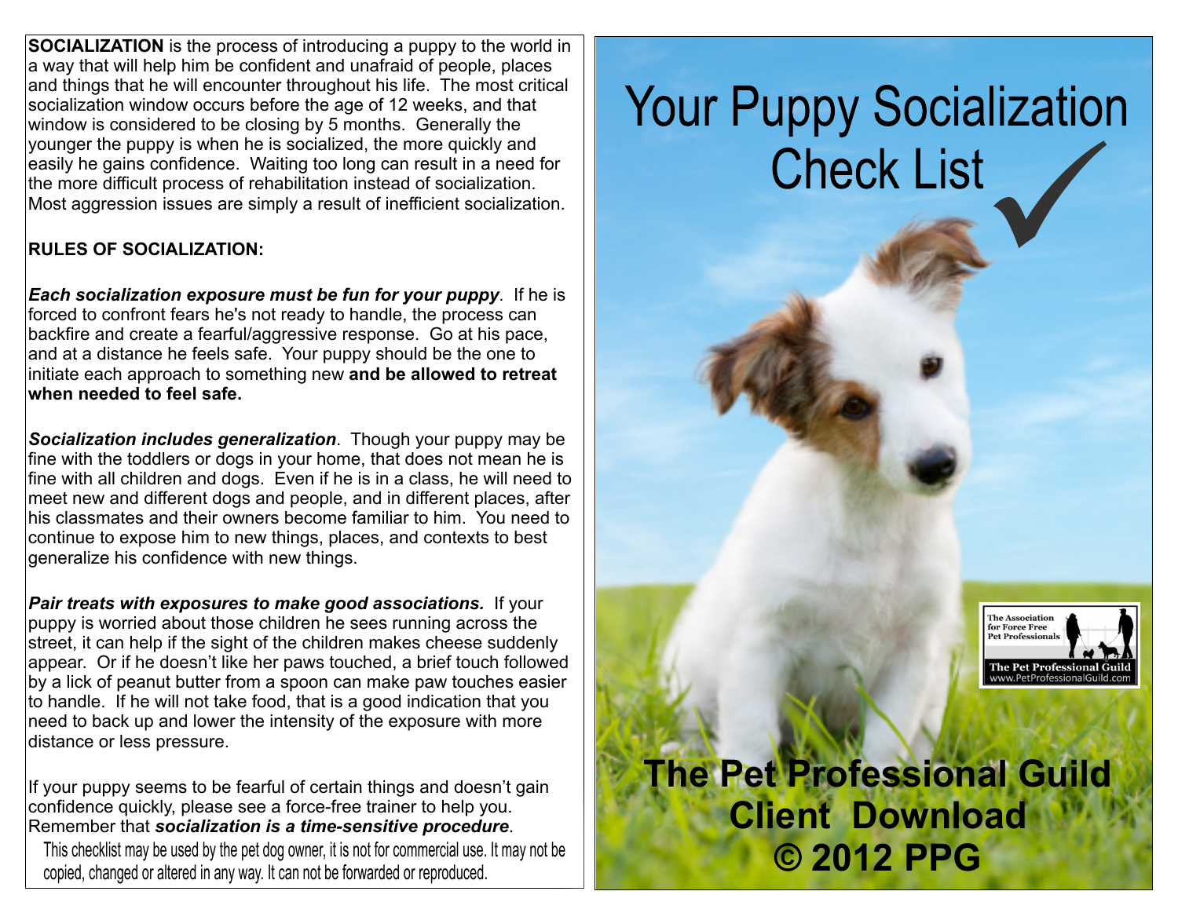**SOCIALIZATION** is the process of introducing a puppy to the world in a way that will help him be confident and unafraid of people, places and things that he will encounter throughout his life. The most critical socialization window occurs before the age of 12 weeks, and that window is considered to be closing by 5 months. Generally the younger the puppy is when he is socialized, the more quickly and easily he gains confidence. Waiting too long can result in a need for the more difficult process of rehabilitation instead of socialization. Most aggression issues are simply a result of inefficient socialization.

**RULES OF SOCIALIZATION:**

***Each socialization exposure must be fun for your puppy***. If he is forced to confront fears he's not ready to handle, the process can backfire and create a fearful/aggressive response. Go at his pace, and at a distance he feels safe. Your puppy should be the one to initiate each approach to something new **and be allowed to retreat when needed to feel safe.**

***Socialization includes generalization***. Though your puppy may be fine with the toddlers or dogs in your home, that does not mean he is fine with all children and dogs. Even if he is in a class, he will need to meet new and different dogs and people, and in different places, after his classmates and their owners become familiar to him. You need to continue to expose him to new things, places, and contexts to best generalize his confidence with new things.

***Pair treats with exposures to make good associations.*** If your puppy is worried about those children he sees running across the street, it can help if the sight of the children makes cheese suddenly appear. Or if he doesn't like her paws touched, a brief touch followed by a lick of peanut butter from a spoon can make paw touches easier to handle. If he will not take food, that is a good indication that you need to back up and lower the intensity of the exposure with more distance or less pressure.

If your puppy seems to be fearful of certain things and doesn't gain confidence quickly, please see a force-free trainer to help you. Remember that ***socialization is a time-sensitive procedure***.

This checklist may be used by the pet dog owner, it is not for commercial use. It may not be copied, changed or altered in any way. It can not be forwarded or reproduced.

# Your Puppy Socialization Check List ✓

The Association for Force Free Pet Professionals

The Pet Professional Guild
www.PetProfessionalGuild.com

**The Pet Professional Guild**
**Client Download**
**© 2012 PPG**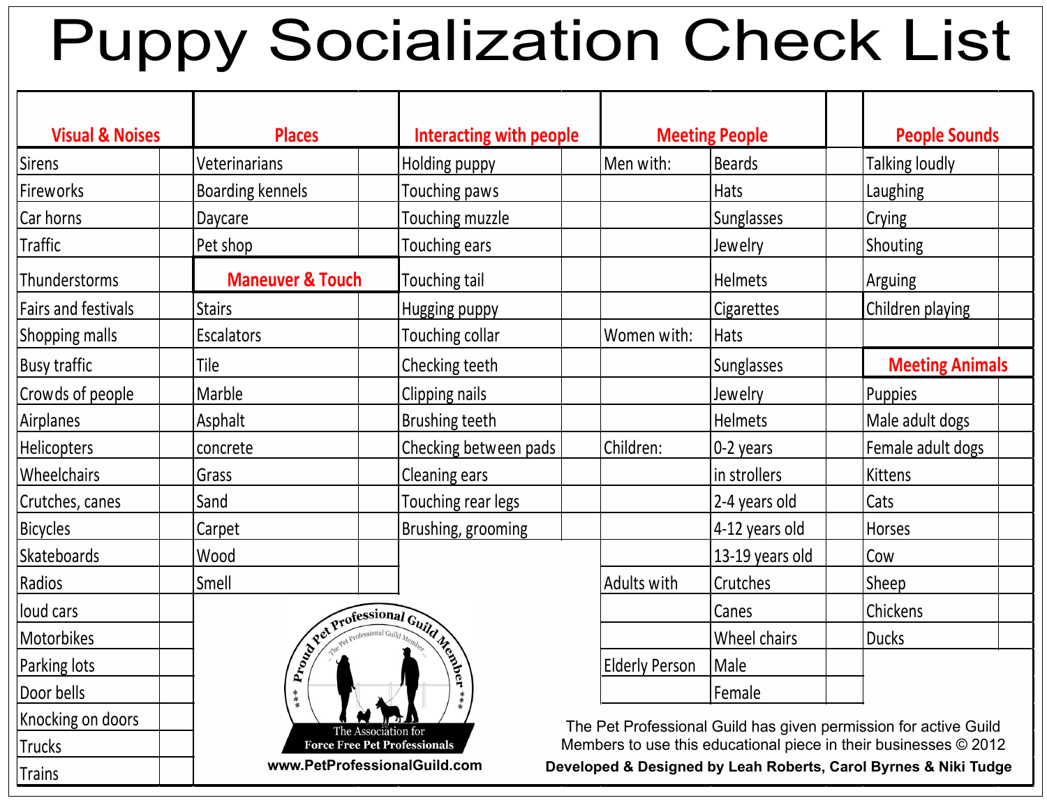# Puppy Socialization Check List

## Visual & Noises

| | |
|---|---|
| Sirens | |
| Fireworks | |
| Car horns | |
| Traffic | |
| Thunderstorms | |
| Fairs and festivals | |
| Shopping malls | |
| Busy traffic | |
| Crowds of people | |
| Airplanes | |
| Helicopters | |
| Wheelchairs | |
| Crutches, canes | |
| Bicycles | |
| Skateboards | |
| Radios | |
| loud cars | |
| Motorbikes | |
| Parking lots | |
| Door bells | |
| Knocking on doors | |
| Trucks | |
| Trains | |

## Places

| | |
|---|---|
| Veterinarians | |
| Boarding kennels | |
| Daycare | |
| Pet shop | |

## Maneuver & Touch

| | |
|---|---|
| Stairs | |
| Escalators | |
| Tile | |
| Marble | |
| Asphalt | |
| concrete | |
| Grass | |
| Sand | |
| Carpet | |
| Wood | |
| Smell | |

## Interacting with people

| | |
|---|---|
| Holding puppy | |
| Touching paws | |
| Touching muzzle | |
| Touching ears | |
| Touching tail | |
| Hugging puppy | |
| Touching collar | |
| Checking teeth | |
| Clipping nails | |
| Brushing teeth | |
| Checking between pads | |
| Cleaning ears | |
| Touching rear legs | |
| Brushing, grooming | |

## Meeting People

| | | |
|---|---|---|
| Men with: | Beards | |
| | Hats | |
| | Sunglasses | |
| | Jewelry | |
| | Helmets | |
| | Cigarettes | |
| Women with: | Hats | |
| | Sunglasses | |
| | Jewelry | |
| | Helmets | |
| Children: | 0-2 years | |
| | in strollers | |
| | 2-4 years old | |
| | 4-12 years old | |
| | 13-19 years old | |
| Adults with | Crutches | |
| | Canes | |
| | Wheel chairs | |
| Elderly Person | Male | |
| | Female | |

## People Sounds

| | |
|---|---|
| Talking loudly | |
| Laughing | |
| Crying | |
| Shouting | |
| Arguing | |
| Children playing | |

## Meeting Animals

| | |
|---|---|
| Puppies | |
| Male adult dogs | |
| Female adult dogs | |
| Kittens | |
| Cats | |
| Horses | |
| Cow | |
| Sheep | |
| Chickens | |
| Ducks | |

Proud Pet Professional Guild Member — The Association for Force Free Pet Professionals

www.PetProfessionalGuild.com

The Pet Professional Guild has given permission for active Guild Members to use this educational piece in their businesses © 2012

**Developed & Designed by Leah Roberts, Carol Byrnes & Niki Tudge**